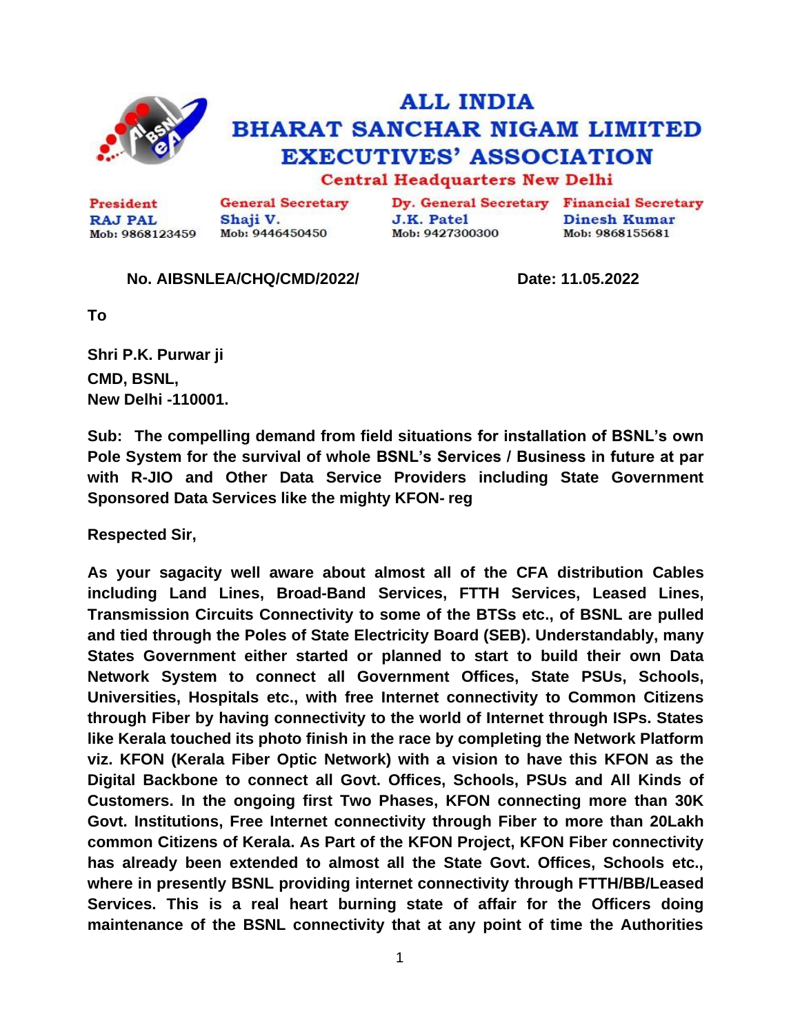# ALL INDIA BHARAT SANCHAR NIGAM LIMITED EXECUTIVES' ASSOCIATION

## Central Headquarters New Delhi

| President | General Secretary | Dy. General Secretary | Financial Secretary |
|---|---|---|---|
| RAJ PAL | Shaji V. | J.K. Patel | Dinesh Kumar |
| Mob: 9868123459 | Mob: 9446450450 | Mob: 9427300300 | Mob: 9868155681 |

**No. AIBSNLEA/CHQ/CMD/2022/** **Date: 11.05.2022**

**To**

**Shri P.K. Purwar ji**
**CMD, BSNL,**
**New Delhi -110001.**

**Sub: The compelling demand from field situations for installation of BSNL's own Pole System for the survival of whole BSNL's Services / Business in future at par with R-JIO and Other Data Service Providers including State Government Sponsored Data Services like the mighty KFON- reg**

**Respected Sir,**

**As your sagacity well aware about almost all of the CFA distribution Cables including Land Lines, Broad-Band Services, FTTH Services, Leased Lines, Transmission Circuits Connectivity to some of the BTSs etc., of BSNL are pulled and tied through the Poles of State Electricity Board (SEB). Understandably, many States Government either started or planned to start to build their own Data Network System to connect all Government Offices, State PSUs, Schools, Universities, Hospitals etc., with free Internet connectivity to Common Citizens through Fiber by having connectivity to the world of Internet through ISPs. States like Kerala touched its photo finish in the race by completing the Network Platform viz. KFON (Kerala Fiber Optic Network) with a vision to have this KFON as the Digital Backbone to connect all Govt. Offices, Schools, PSUs and All Kinds of Customers. In the ongoing first Two Phases, KFON connecting more than 30K Govt. Institutions, Free Internet connectivity through Fiber to more than 20Lakh common Citizens of Kerala. As Part of the KFON Project, KFON Fiber connectivity has already been extended to almost all the State Govt. Offices, Schools etc., where in presently BSNL providing internet connectivity through FTTH/BB/Leased Services. This is a real heart burning state of affair for the Officers doing maintenance of the BSNL connectivity that at any point of time the Authorities**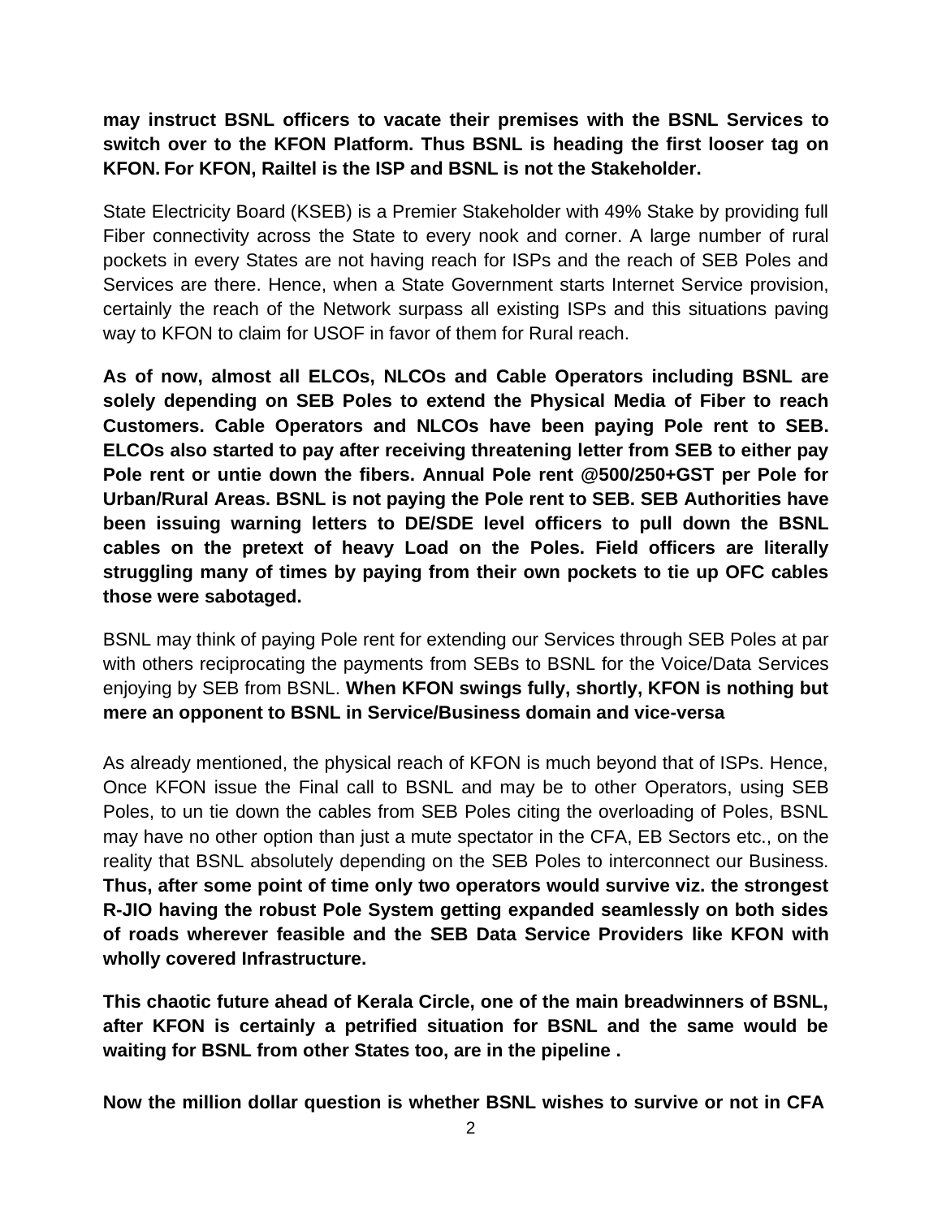**may instruct BSNL officers to vacate their premises with the BSNL Services to switch over to the KFON Platform. Thus BSNL is heading the first looser tag on KFON. For KFON, Railtel is the ISP and BSNL is not the Stakeholder.**

State Electricity Board (KSEB) is a Premier Stakeholder with 49% Stake by providing full Fiber connectivity across the State to every nook and corner. A large number of rural pockets in every States are not having reach for ISPs and the reach of SEB Poles and Services are there. Hence, when a State Government starts Internet Service provision, certainly the reach of the Network surpass all existing ISPs and this situations paving way to KFON to claim for USOF in favor of them for Rural reach.

**As of now, almost all ELCOs, NLCOs and Cable Operators including BSNL are solely depending on SEB Poles to extend the Physical Media of Fiber to reach Customers. Cable Operators and NLCOs have been paying Pole rent to SEB. ELCOs also started to pay after receiving threatening letter from SEB to either pay Pole rent or untie down the fibers. Annual Pole rent @500/250+GST per Pole for Urban/Rural Areas. BSNL is not paying the Pole rent to SEB. SEB Authorities have been issuing warning letters to DE/SDE level officers to pull down the BSNL cables on the pretext of heavy Load on the Poles. Field officers are literally struggling many of times by paying from their own pockets to tie up OFC cables those were sabotaged.**

BSNL may think of paying Pole rent for extending our Services through SEB Poles at par with others reciprocating the payments from SEBs to BSNL for the Voice/Data Services enjoying by SEB from BSNL. **When KFON swings fully, shortly, KFON is nothing but mere an opponent to BSNL in Service/Business domain and vice-versa**

As already mentioned, the physical reach of KFON is much beyond that of ISPs. Hence, Once KFON issue the Final call to BSNL and may be to other Operators, using SEB Poles, to un tie down the cables from SEB Poles citing the overloading of Poles, BSNL may have no other option than just a mute spectator in the CFA, EB Sectors etc., on the reality that BSNL absolutely depending on the SEB Poles to interconnect our Business. **Thus, after some point of time only two operators would survive viz. the strongest R-JIO having the robust Pole System getting expanded seamlessly on both sides of roads wherever feasible and the SEB Data Service Providers like KFON with wholly covered Infrastructure.**

**This chaotic future ahead of Kerala Circle, one of the main breadwinners of BSNL, after KFON is certainly a petrified situation for BSNL and the same would be waiting for BSNL from other States too, are in the pipeline .**

**Now the million dollar question is whether BSNL wishes to survive or not in CFA**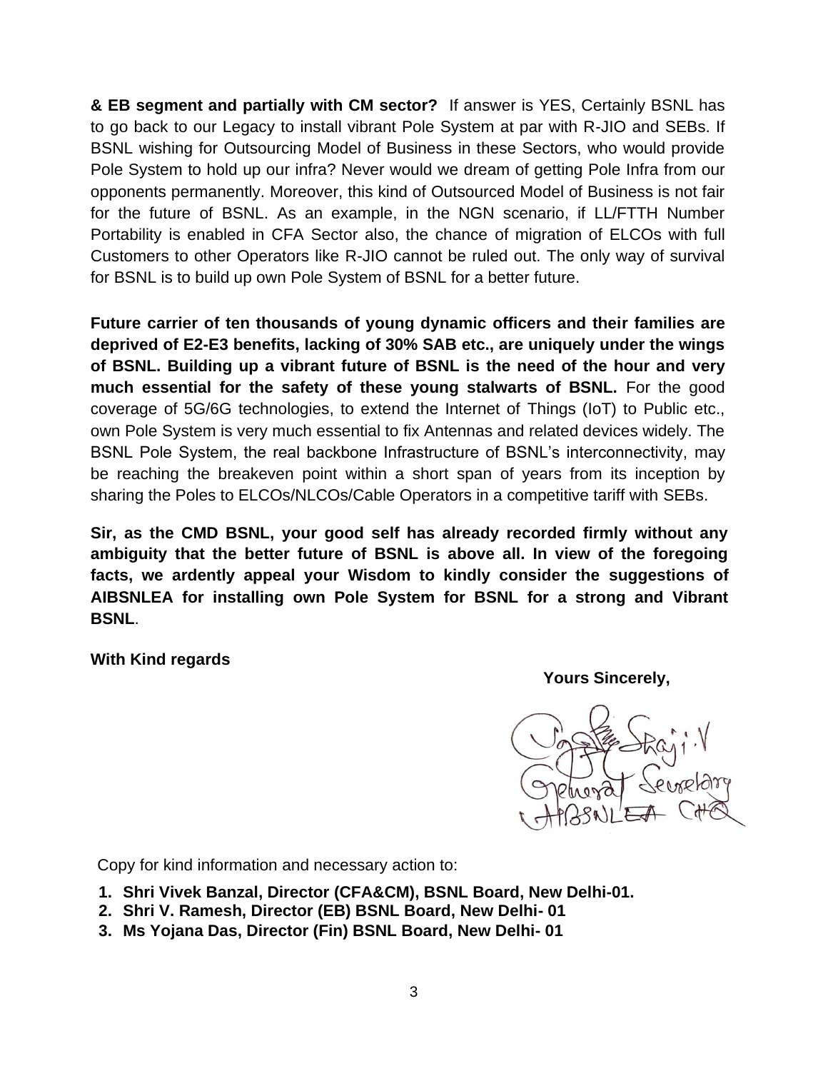**& EB segment and partially with CM sector?** If answer is YES, Certainly BSNL has to go back to our Legacy to install vibrant Pole System at par with R-JIO and SEBs. If BSNL wishing for Outsourcing Model of Business in these Sectors, who would provide Pole System to hold up our infra? Never would we dream of getting Pole Infra from our opponents permanently. Moreover, this kind of Outsourced Model of Business is not fair for the future of BSNL. As an example, in the NGN scenario, if LL/FTTH Number Portability is enabled in CFA Sector also, the chance of migration of ELCOs with full Customers to other Operators like R-JIO cannot be ruled out. The only way of survival for BSNL is to build up own Pole System of BSNL for a better future.

**Future carrier of ten thousands of young dynamic officers and their families are deprived of E2-E3 benefits, lacking of 30% SAB etc., are uniquely under the wings of BSNL. Building up a vibrant future of BSNL is the need of the hour and very much essential for the safety of these young stalwarts of BSNL.** For the good coverage of 5G/6G technologies, to extend the Internet of Things (IoT) to Public etc., own Pole System is very much essential to fix Antennas and related devices widely. The BSNL Pole System, the real backbone Infrastructure of BSNL's interconnectivity, may be reaching the breakeven point within a short span of years from its inception by sharing the Poles to ELCOs/NLCOs/Cable Operators in a competitive tariff with SEBs.

**Sir, as the CMD BSNL, your good self has already recorded firmly without any ambiguity that the better future of BSNL is above all. In view of the foregoing facts, we ardently appeal your Wisdom to kindly consider the suggestions of AIBSNLEA for installing own Pole System for BSNL for a strong and Vibrant BSNL**.

**With Kind regards**

**Yours Sincerely,**

Shaji.V
General Secretary
AIBSNLEA CHQ

Copy for kind information and necessary action to:

1. **Shri Vivek Banzal, Director (CFA&CM), BSNL Board, New Delhi-01.**
2. **Shri V. Ramesh, Director (EB) BSNL Board, New Delhi- 01**
3. **Ms Yojana Das, Director (Fin) BSNL Board, New Delhi- 01**